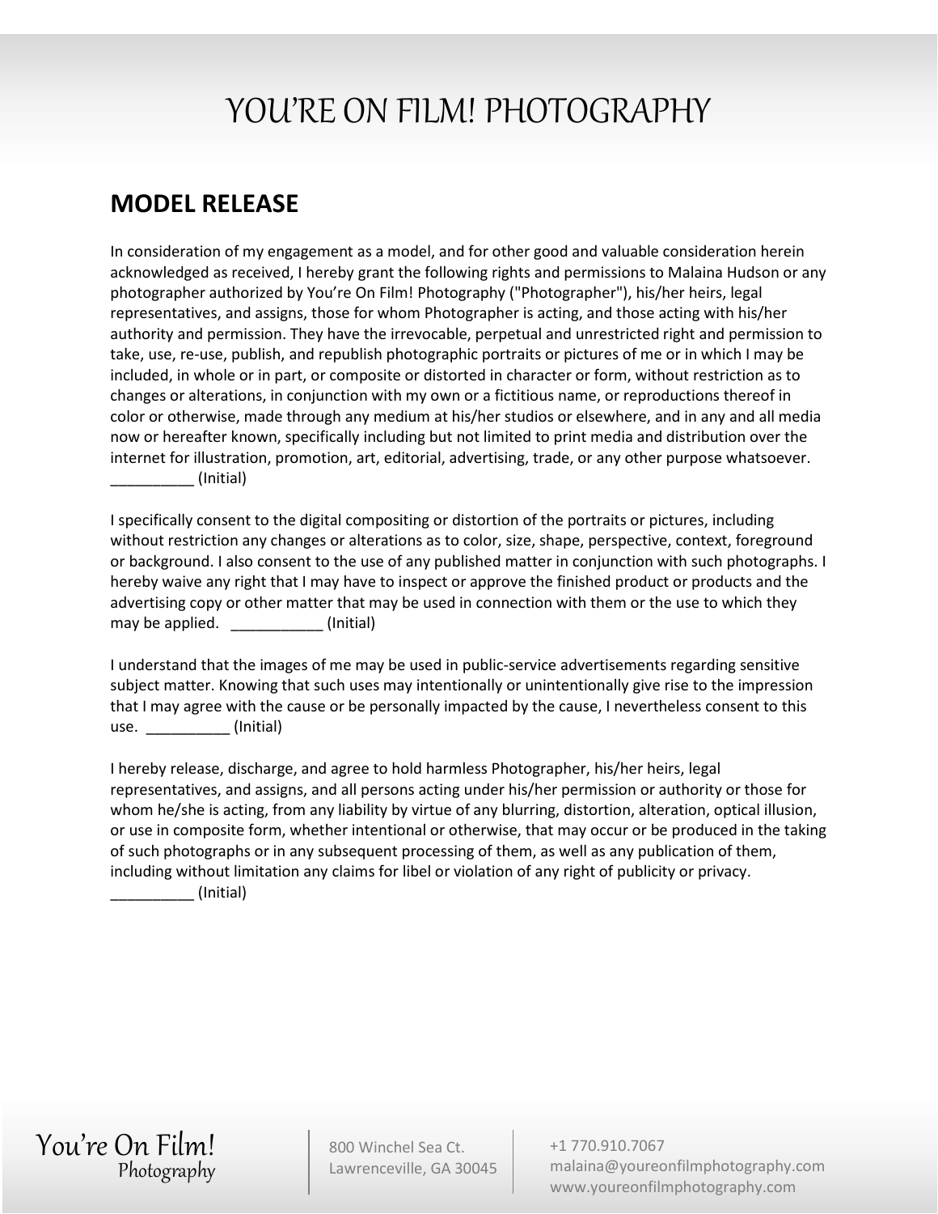# YOU'RE ON FILM! PHOTOGRAPHY

## MODEL RELEASE

In consideration of my engagement as a model, and for other good and valuable consideration herein acknowledged as received, I hereby grant the following rights and permissions to Malaina Hudson or any photographer authorized by You're On Film! Photography ("Photographer"), his/her heirs, legal representatives, and assigns, those for whom Photographer is acting, and those acting with his/her authority and permission. They have the irrevocable, perpetual and unrestricted right and permission to take, use, re-use, publish, and republish photographic portraits or pictures of me or in which I may be included, in whole or in part, or composite or distorted in character or form, without restriction as to changes or alterations, in conjunction with my own or a fictitious name, or reproductions thereof in color or otherwise, made through any medium at his/her studios or elsewhere, and in any and all media now or hereafter known, specifically including but not limited to print media and distribution over the internet for illustration, promotion, art, editorial, advertising, trade, or any other purpose whatsoever. __________ (Initial)

I specifically consent to the digital compositing or distortion of the portraits or pictures, including without restriction any changes or alterations as to color, size, shape, perspective, context, foreground or background. I also consent to the use of any published matter in conjunction with such photographs. I hereby waive any right that I may have to inspect or approve the finished product or products and the advertising copy or other matter that may be used in connection with them or the use to which they may be applied. ___________ (Initial)

I understand that the images of me may be used in public-service advertisements regarding sensitive subject matter. Knowing that such uses may intentionally or unintentionally give rise to the impression that I may agree with the cause or be personally impacted by the cause, I nevertheless consent to this use. __________ (Initial)

I hereby release, discharge, and agree to hold harmless Photographer, his/her heirs, legal representatives, and assigns, and all persons acting under his/her permission or authority or those for whom he/she is acting, from any liability by virtue of any blurring, distortion, alteration, optical illusion, or use in composite form, whether intentional or otherwise, that may occur or be produced in the taking of such photographs or in any subsequent processing of them, as well as any publication of them, including without limitation any claims for libel or violation of any right of publicity or privacy. __________ (Initial)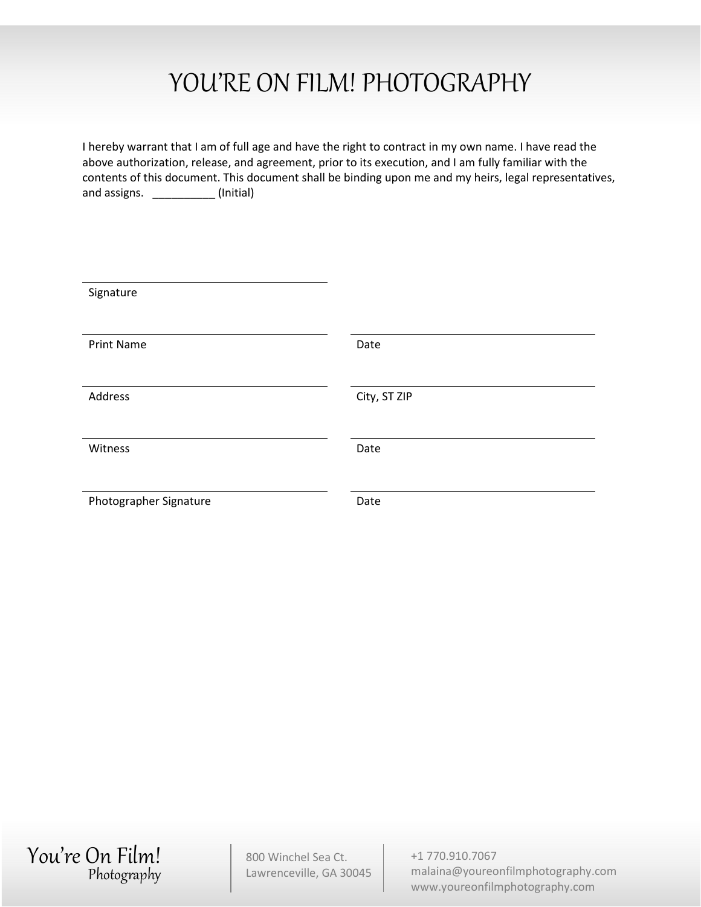# YOU'RE ON FILM! PHOTOGRAPHY

I hereby warrant that I am of full age and have the right to contract in my own name. I have read the above authorization, release, and agreement, prior to its execution, and I am fully familiar with the contents of this document. This document shall be binding upon me and my heirs, legal representatives, and assigns. __________ (Initial)

\_\_\_\_\_\_\_\_\_\_\_\_\_\_\_\_\_\_\_\_\_\_\_\_\_\_\_\_\_\_\_\_\_\_\_\_
Signature

| | |
|---|---|
| Print Name | Date |
| Address | City, ST ZIP |
| Witness | Date |
| Photographer Signature | Date |

You're On Film! Photography

800 Winchel Sea Ct.
Lawrenceville, GA 30045

+1 770.910.7067
malaina@youreonfilmphotography.com
www.youreonfilmphotography.com